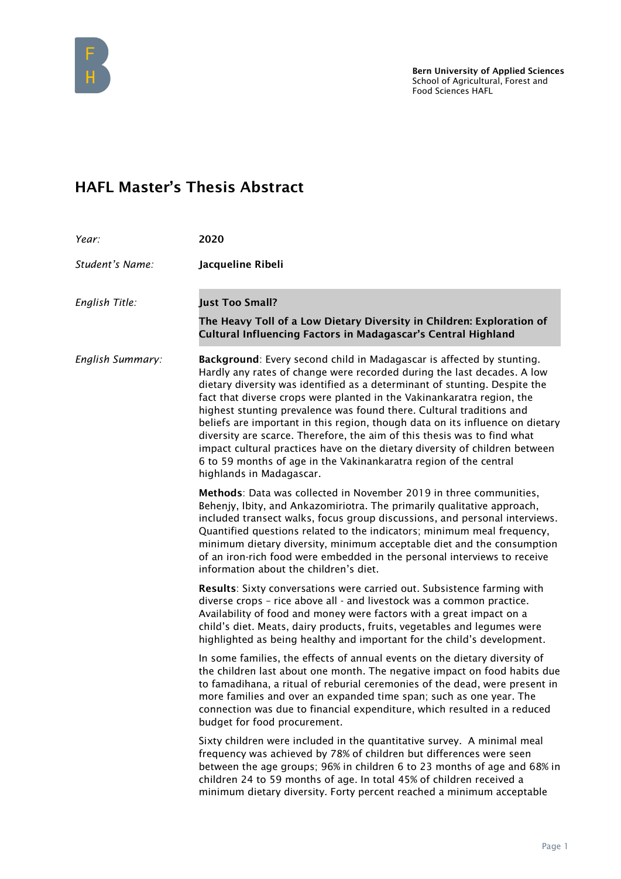Bern University of Applied Sciences
School of Agricultural, Forest and Food Sciences HAFL

# HAFL Master's Thesis Abstract

| | |
|---|---|
| *Year:* | **2020** |
| *Student's Name:* | **Jacqueline Ribeli** |
| *English Title:* | **Just Too Small?** **The Heavy Toll of a Low Dietary Diversity in Children: Exploration of Cultural Influencing Factors in Madagascar's Central Highland** |

*English Summary:*

**Background**: Every second child in Madagascar is affected by stunting. Hardly any rates of change were recorded during the last decades. A low dietary diversity was identified as a determinant of stunting. Despite the fact that diverse crops were planted in the Vakinankaratra region, the highest stunting prevalence was found there. Cultural traditions and beliefs are important in this region, though data on its influence on dietary diversity are scarce. Therefore, the aim of this thesis was to find what impact cultural practices have on the dietary diversity of children between 6 to 59 months of age in the Vakinankaratra region of the central highlands in Madagascar.

**Methods**: Data was collected in November 2019 in three communities, Behenjy, Ibity, and Ankazomiriotra. The primarily qualitative approach, included transect walks, focus group discussions, and personal interviews. Quantified questions related to the indicators; minimum meal frequency, minimum dietary diversity, minimum acceptable diet and the consumption of an iron-rich food were embedded in the personal interviews to receive information about the children's diet.

**Results**: Sixty conversations were carried out. Subsistence farming with diverse crops – rice above all - and livestock was a common practice. Availability of food and money were factors with a great impact on a child's diet. Meats, dairy products, fruits, vegetables and legumes were highlighted as being healthy and important for the child's development.

In some families, the effects of annual events on the dietary diversity of the children last about one month. The negative impact on food habits due to famadihana, a ritual of reburial ceremonies of the dead, were present in more families and over an expanded time span; such as one year. The connection was due to financial expenditure, which resulted in a reduced budget for food procurement.

Sixty children were included in the quantitative survey. A minimal meal frequency was achieved by 78% of children but differences were seen between the age groups; 96% in children 6 to 23 months of age and 68% in children 24 to 59 months of age. In total 45% of children received a minimum dietary diversity. Forty percent reached a minimum acceptable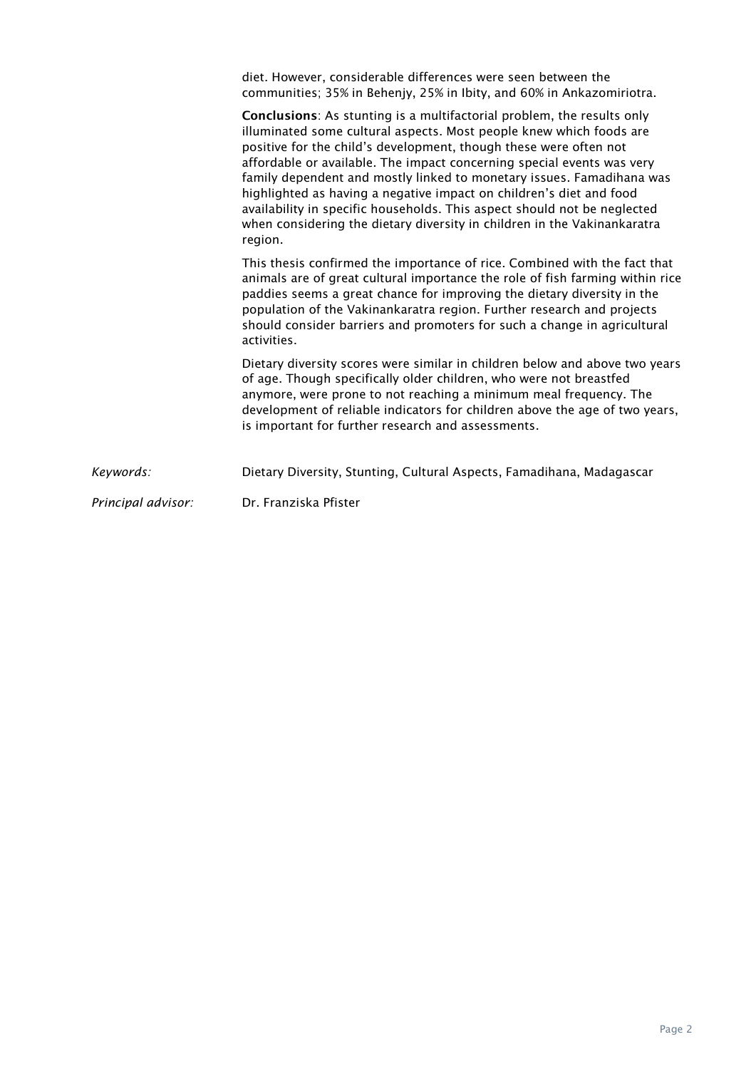diet. However, considerable differences were seen between the communities; 35% in Behenjy, 25% in Ibity, and 60% in Ankazomiriotra.

**Conclusions**: As stunting is a multifactorial problem, the results only illuminated some cultural aspects. Most people knew which foods are positive for the child's development, though these were often not affordable or available. The impact concerning special events was very family dependent and mostly linked to monetary issues. Famadihana was highlighted as having a negative impact on children's diet and food availability in specific households. This aspect should not be neglected when considering the dietary diversity in children in the Vakinankaratra region.

This thesis confirmed the importance of rice. Combined with the fact that animals are of great cultural importance the role of fish farming within rice paddies seems a great chance for improving the dietary diversity in the population of the Vakinankaratra region. Further research and projects should consider barriers and promoters for such a change in agricultural activities.

Dietary diversity scores were similar in children below and above two years of age. Though specifically older children, who were not breastfed anymore, were prone to not reaching a minimum meal frequency. The development of reliable indicators for children above the age of two years, is important for further research and assessments.

*Keywords:* Dietary Diversity, Stunting, Cultural Aspects, Famadihana, Madagascar

*Principal advisor:* Dr. Franziska Pfister